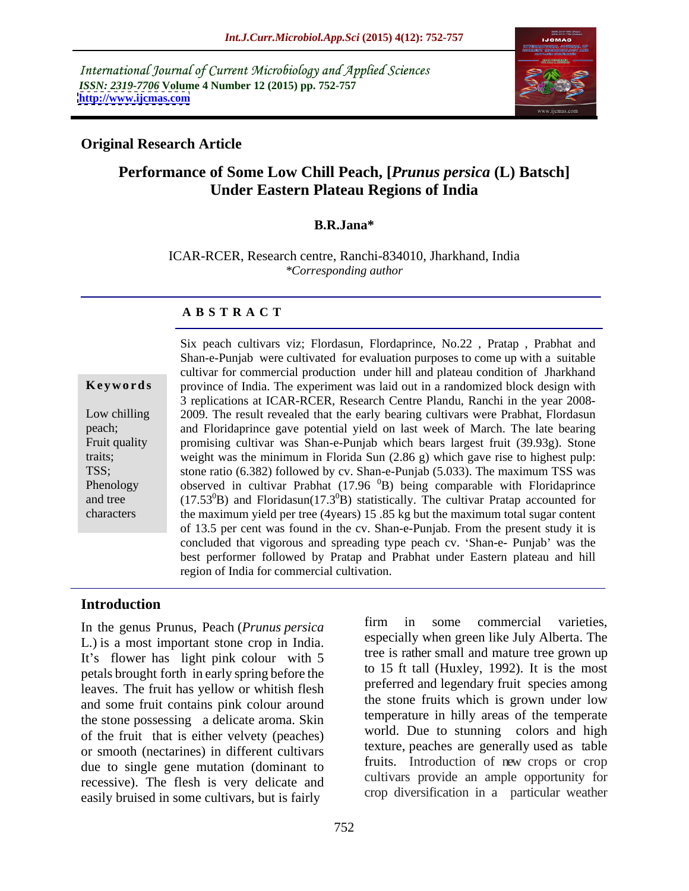International Journal of Current Microbiology and Applied Sciences
*ISSN: 2319-7706* **Volume 4 Number 12 (2015) pp. 752-757**
**http://www.ijcmas.com**

**Original Research Article**

# Performance of Some Low Chill Peach, [*Prunus persica* (L) Batsch] Under Eastern Plateau Regions of India

**B.R.Jana***

ICAR-RCER, Research centre, Ranchi-834010, Jharkhand, India
*\*Corresponding author*

## A B S T R A C T

**Keywords**

Low chilling peach; Fruit quality traits; TSS; Phenology and tree characters

Six peach cultivars viz; Flordasun, Flordaprince, No.22 , Pratap , Prabhat and Shan-e-Punjab were cultivated for evaluation purposes to come up with a suitable cultivar for commercial production under hill and plateau condition of Jharkhand province of India. The experiment was laid out in a randomized block design with 3 replications at ICAR-RCER, Research Centre Plandu, Ranchi in the year 2008-2009. The result revealed that the early bearing cultivars were Prabhat, Flordasun and Floridaprince gave potential yield on last week of March. The late bearing promising cultivar was Shan-e-Punjab which bears largest fruit (39.93g). Stone weight was the minimum in Florida Sun (2.86 g) which gave rise to highest pulp: stone ratio (6.382) followed by cv. Shan-e-Punjab (5.033). The maximum TSS was observed in cultivar Prabhat (17.96 $^{0}$B) being comparable with Floridaprince (17.53$^{0}$B) and Floridasun(17.3$^{0}$B) statistically. The cultivar Pratap accounted for the maximum yield per tree (4years) 15 .85 kg but the maximum total sugar content of 13.5 per cent was found in the cv. Shan-e-Punjab. From the present study it is concluded that vigorous and spreading type peach cv. 'Shan-e- Punjab' was the best performer followed by Pratap and Prabhat under Eastern plateau and hill region of India for commercial cultivation.

## Introduction

In the genus Prunus, Peach (*Prunus persica* L.) is a most important stone crop in India. It's flower has light pink colour with 5 petals brought forth in early spring before the leaves. The fruit has yellow or whitish flesh and some fruit contains pink colour around the stone possessing a delicate aroma. Skin of the fruit that is either velvety (peaches) or smooth (nectarines) in different cultivars due to single gene mutation (dominant to recessive). The flesh is very delicate and easily bruised in some cultivars, but is fairly firm in some commercial varieties, especially when green like July Alberta. The tree is rather small and mature tree grown up to 15 ft tall (Huxley, 1992). It is the most preferred and legendary fruit species among the stone fruits which is grown under low temperature in hilly areas of the temperate world. Due to stunning colors and high texture, peaches are generally used as table fruits. Introduction of new crops or crop cultivars provide an ample opportunity for crop diversification in a particular weather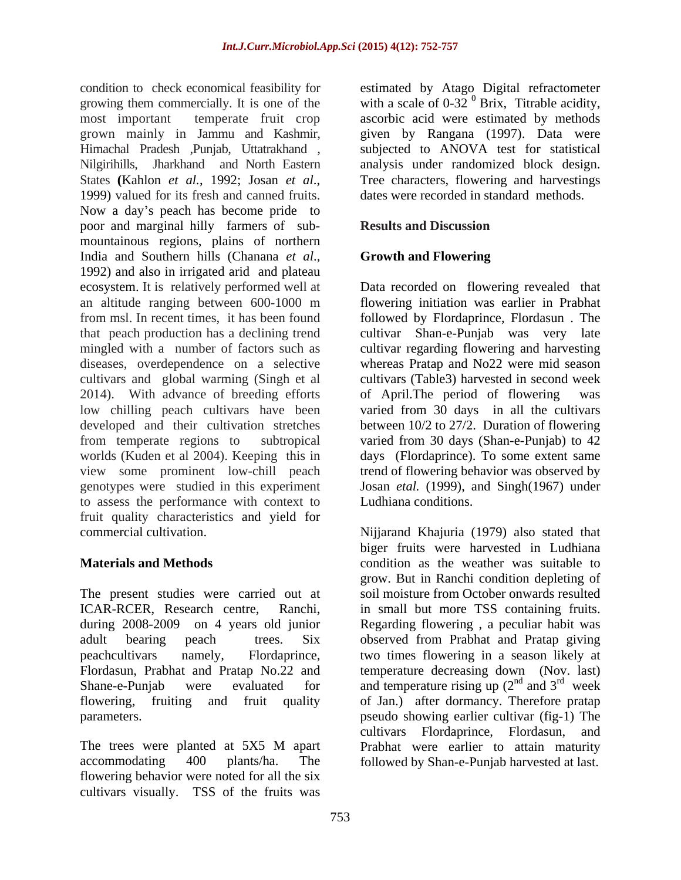condition to check economical feasibility for growing them commercially. It is one of the most important temperate fruit crop grown mainly in Jammu and Kashmir, Himachal Pradesh ,Punjab, Uttatrakhand , Nilgirihills, Jharkhand and North Eastern States **(**Kahlon *et al.*, 1992; Josan *et al*., 1999) valued for its fresh and canned fruits. Now a day's peach has become pride to poor and marginal hilly farmers of sub-mountainous regions, plains of northern India and Southern hills (Chanana *et al*., 1992) and also in irrigated arid and plateau ecosystem. It is relatively performed well at an altitude ranging between 600-1000 m from msl. In recent times, it has been found that peach production has a declining trend mingled with a number of factors such as diseases, overdependence on a selective cultivars and global warming (Singh et al 2014). With advance of breeding efforts low chilling peach cultivars have been developed and their cultivation stretches from temperate regions to subtropical worlds (Kuden et al 2004). Keeping this in view some prominent low-chill peach genotypes were studied in this experiment to assess the performance with context to fruit quality characteristics and yield for commercial cultivation.

## Materials and Methods

The present studies were carried out at ICAR-RCER, Research centre, Ranchi, during 2008-2009 on 4 years old junior adult bearing peach trees. Six peachcultivars namely, Flordaprince, Flordasun, Prabhat and Pratap No.22 and Shane-e-Punjab were evaluated for flowering, fruiting and fruit quality parameters.

The trees were planted at 5X5 M apart accommodating 400 plants/ha. The flowering behavior were noted for all the six cultivars visually. TSS of the fruits was estimated by Atago Digital refractometer with a scale of 0-32 $^0$ Brix, Titrable acidity, ascorbic acid were estimated by methods given by Rangana (1997). Data were subjected to ANOVA test for statistical analysis under randomized block design. Tree characters, flowering and harvestings dates were recorded in standard methods.

## Results and Discussion

### Growth and Flowering

Data recorded on flowering revealed that flowering initiation was earlier in Prabhat followed by Flordaprince, Flordasun . The cultivar Shan-e-Punjab was very late cultivar regarding flowering and harvesting whereas Pratap and No22 were mid season cultivars (Table3) harvested in second week of April.The period of flowering was varied from 30 days in all the cultivars between 10/2 to 27/2. Duration of flowering varied from 30 days (Shan-e-Punjab) to 42 days (Flordaprince). To some extent same trend of flowering behavior was observed by Josan *etal.* (1999), and Singh(1967) under Ludhiana conditions.

Nijjarand Khajuria (1979) also stated that biger fruits were harvested in Ludhiana condition as the weather was suitable to grow. But in Ranchi condition depleting of soil moisture from October onwards resulted in small but more TSS containing fruits. Regarding flowering , a peculiar habit was observed from Prabhat and Pratap giving two times flowering in a season likely at temperature decreasing down (Nov. last) and temperature rising up (2$^{nd}$ and 3$^{rd}$ week of Jan.) after dormancy. Therefore pratap pseudo showing earlier cultivar (fig-1) The cultivars Flordaprince, Flordasun, and Prabhat were earlier to attain maturity followed by Shan-e-Punjab harvested at last.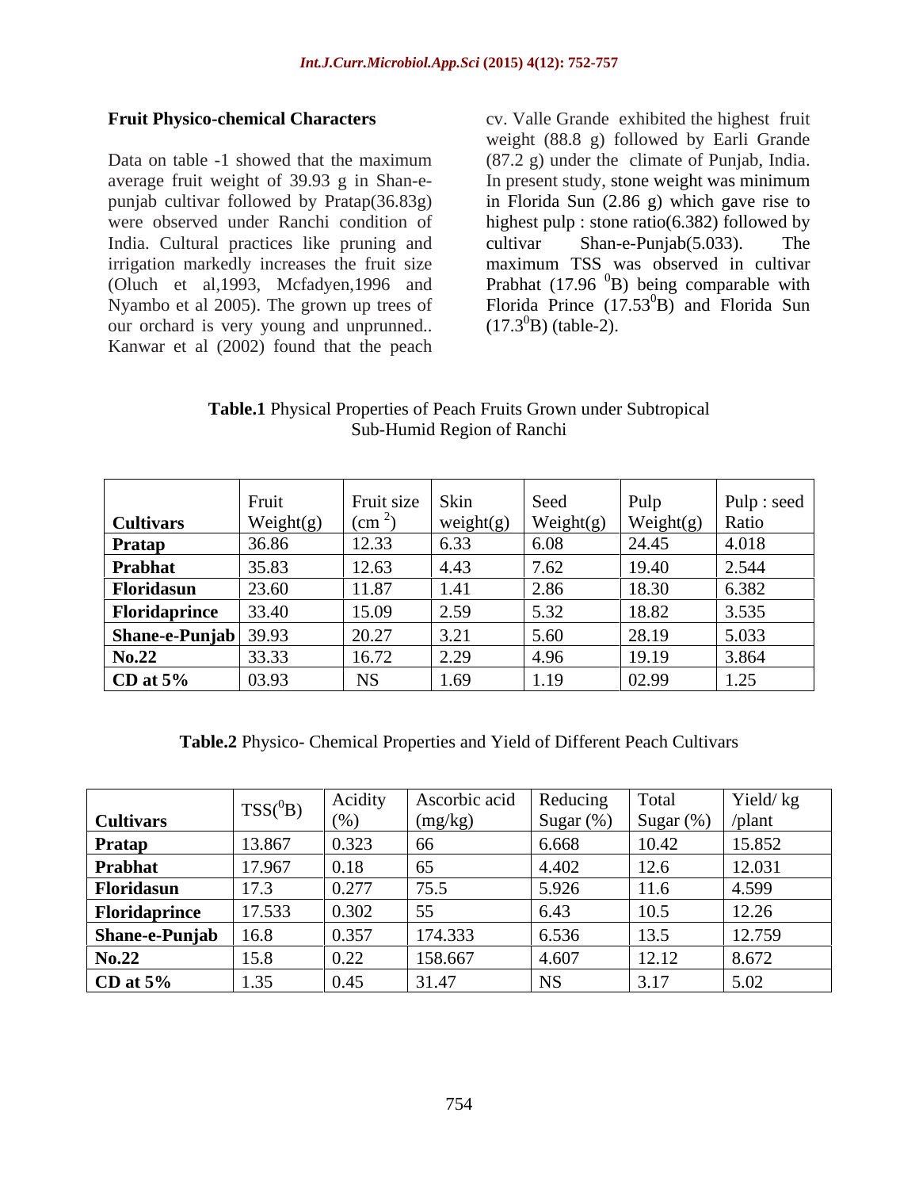### Fruit Physico-chemical Characters

Data on table -1 showed that the maximum average fruit weight of 39.93 g in Shan-e-punjab cultivar followed by Pratap(36.83g) were observed under Ranchi condition of India. Cultural practices like pruning and irrigation markedly increases the fruit size (Oluch et al,1993, Mcfadyen,1996 and Nyambo et al 2005). The grown up trees of our orchard is very young and unprunned.. Kanwar et al (2002) found that the peach cv. Valle Grande exhibited the highest fruit weight (88.8 g) followed by Earli Grande (87.2 g) under the climate of Punjab, India. In present study, stone weight was minimum in Florida Sun (2.86 g) which gave rise to highest pulp : stone ratio(6.382) followed by cultivar Shan-e-Punjab(5.033). The maximum TSS was observed in cultivar Prabhat (17.96 $^0$B) being comparable with Florida Prince (17.53$^0$B) and Florida Sun (17.3$^0$B) (table-2).

**Table.1** Physical Properties of Peach Fruits Grown under Subtropical Sub-Humid Region of Ranchi

| Cultivars | Fruit Weight(g) | Fruit size (cm $^2$) | Skin weight(g) | Seed Weight(g) | Pulp Weight(g) | Pulp : seed Ratio |
|---|---|---|---|---|---|---|
| **Pratap** | 36.86 | 12.33 | 6.33 | 6.08 | 24.45 | 4.018 |
| **Prabhat** | 35.83 | 12.63 | 4.43 | 7.62 | 19.40 | 2.544 |
| **Floridasun** | 23.60 | 11.87 | 1.41 | 2.86 | 18.30 | 6.382 |
| **Floridaprince** | 33.40 | 15.09 | 2.59 | 5.32 | 18.82 | 3.535 |
| **Shane-e-Punjab** | 39.93 | 20.27 | 3.21 | 5.60 | 28.19 | 5.033 |
| **No.22** | 33.33 | 16.72 | 2.29 | 4.96 | 19.19 | 3.864 |
| **CD at 5%** | 03.93 | NS | 1.69 | 1.19 | 02.99 | 1.25 |

**Table.2** Physico- Chemical Properties and Yield of Different Peach Cultivars

| Cultivars | TSS($^0$B) | Acidity (%) | Ascorbic acid (mg/kg) | Reducing Sugar (%) | Total Sugar (%) | Yield/ kg /plant |
|---|---|---|---|---|---|---|
| **Pratap** | 13.867 | 0.323 | 66 | 6.668 | 10.42 | 15.852 |
| **Prabhat** | 17.967 | 0.18 | 65 | 4.402 | 12.6 | 12.031 |
| **Floridasun** | 17.3 | 0.277 | 75.5 | 5.926 | 11.6 | 4.599 |
| **Floridaprince** | 17.533 | 0.302 | 55 | 6.43 | 10.5 | 12.26 |
| **Shane-e-Punjab** | 16.8 | 0.357 | 174.333 | 6.536 | 13.5 | 12.759 |
| **No.22** | 15.8 | 0.22 | 158.667 | 4.607 | 12.12 | 8.672 |
| **CD at 5%** | 1.35 | 0.45 | 31.47 | NS | 3.17 | 5.02 |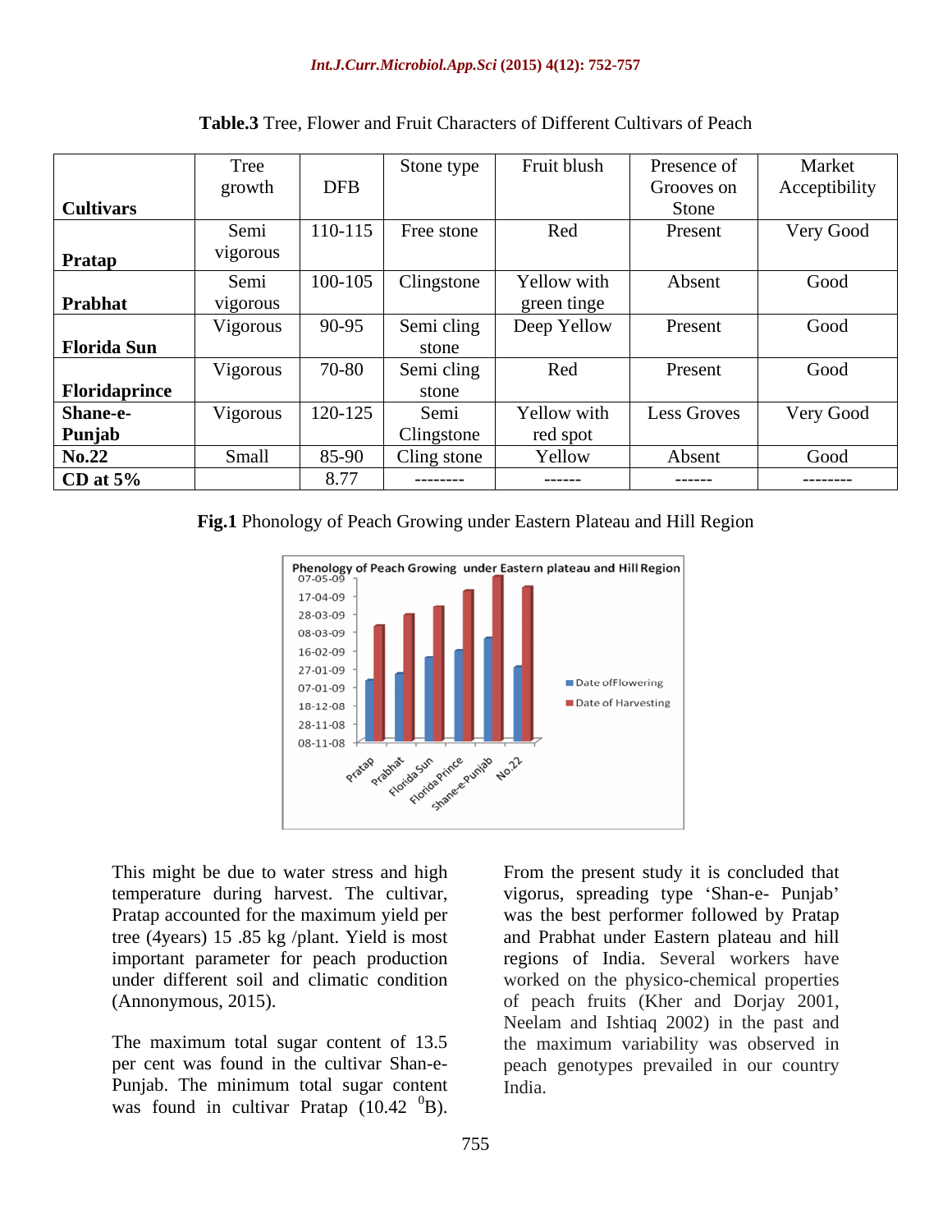**Table.3** Tree, Flower and Fruit Characters of Different Cultivars of Peach

| Cultivars | Tree growth | DFB | Stone type | Fruit blush | Presence of Grooves on Stone | Market Acceptibility |
|---|---|---|---|---|---|---|
| **Pratap** | Semi vigorous | 110-115 | Free stone | Red | Present | Very Good |
| **Prabhat** | Semi vigorous | 100-105 | Clingstone | Yellow with green tinge | Absent | Good |
| **Florida Sun** | Vigorous | 90-95 | Semi cling stone | Deep Yellow | Present | Good |
| **Floridaprince** | Vigorous | 70-80 | Semi cling stone | Red | Present | Good |
| **Shane-e-Punjab** | Vigorous | 120-125 | Semi Clingstone | Yellow with red spot | Less Groves | Very Good |
| **No.22** | Small | 85-90 | Cling stone | Yellow | Absent | Good |
| **CD at 5%** | | 8.77 | -------- | ------ | ------ | -------- |

**Fig.1** Phonology of Peach Growing under Eastern Plateau and Hill Region

This might be due to water stress and high temperature during harvest. The cultivar, Pratap accounted for the maximum yield per tree (4years) 15 .85 kg /plant. Yield is most important parameter for peach production under different soil and climatic condition (Annonymous, 2015).

The maximum total sugar content of 13.5 per cent was found in the cultivar Shan-e-Punjab. The minimum total sugar content was found in cultivar Pratap (10.42 $^0$B).

From the present study it is concluded that vigorus, spreading type 'Shan-e- Punjab' was the best performer followed by Pratap and Prabhat under Eastern plateau and hill regions of India. Several workers have worked on the physico-chemical properties of peach fruits (Kher and Dorjay 2001, Neelam and Ishtiaq 2002) in the past and the maximum variability was observed in peach genotypes prevailed in our country India.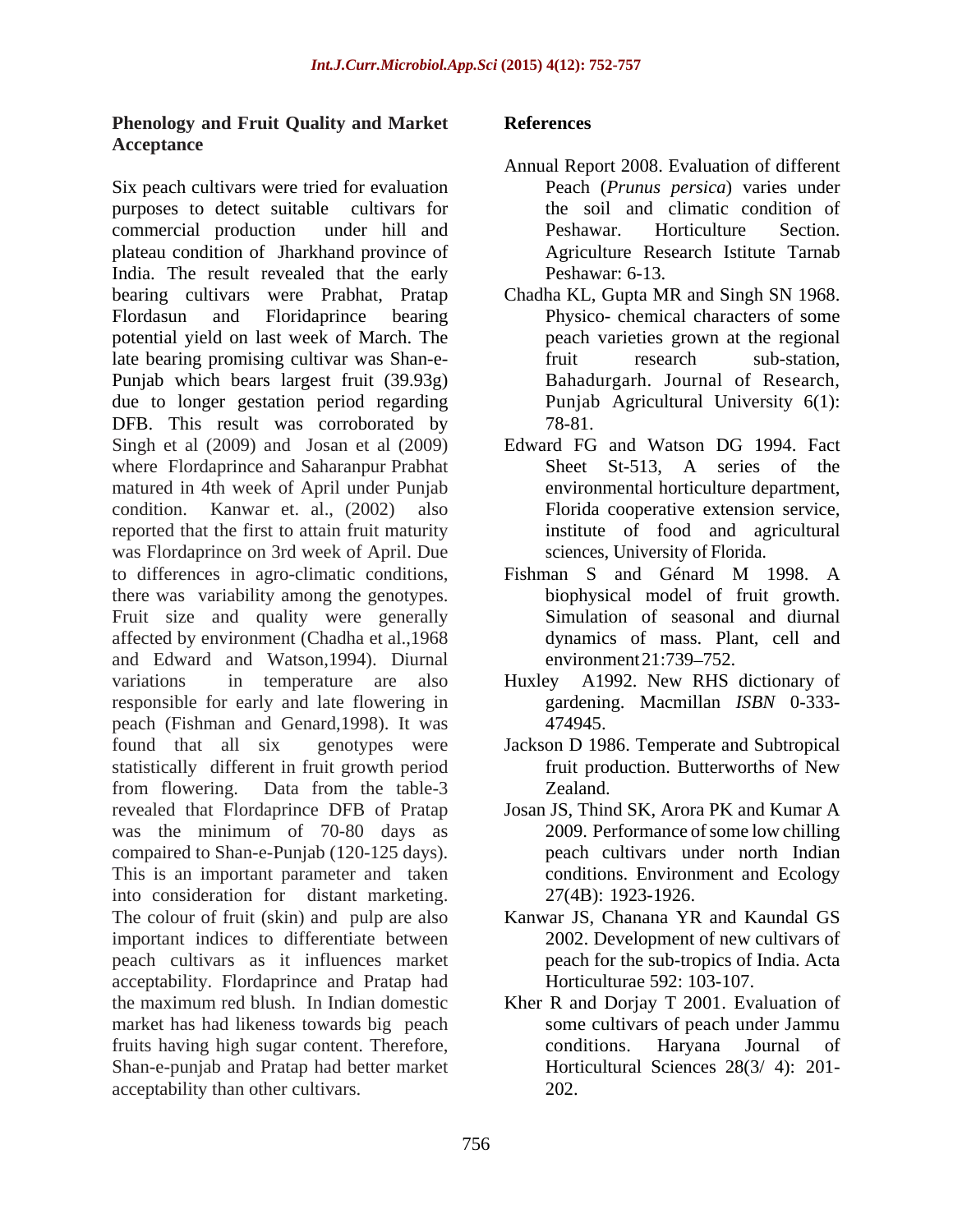## Phenology and Fruit Quality and Market Acceptance

Six peach cultivars were tried for evaluation purposes to detect suitable cultivars for commercial production under hill and plateau condition of Jharkhand province of India. The result revealed that the early bearing cultivars were Prabhat, Pratap Flordasun and Floridaprince bearing potential yield on last week of March. The late bearing promising cultivar was Shan-e-Punjab which bears largest fruit (39.93g) due to longer gestation period regarding DFB. This result was corroborated by Singh et al (2009) and Josan et al (2009) where Flordaprince and Saharanpur Prabhat matured in 4th week of April under Punjab condition. Kanwar et. al., (2002) also reported that the first to attain fruit maturity was Flordaprince on 3rd week of April. Due to differences in agro-climatic conditions, there was variability among the genotypes. Fruit size and quality were generally affected by environment (Chadha et al.,1968 and Edward and Watson,1994). Diurnal variations in temperature are also responsible for early and late flowering in peach (Fishman and Genard,1998). It was found that all six genotypes were statistically different in fruit growth period from flowering. Data from the table-3 revealed that Flordaprince DFB of Pratap was the minimum of 70-80 days as compaired to Shan-e-Punjab (120-125 days). This is an important parameter and taken into consideration for distant marketing. The colour of fruit (skin) and pulp are also important indices to differentiate between peach cultivars as it influences market acceptability. Flordaprince and Pratap had the maximum red blush. In Indian domestic market has had likeness towards big peach fruits having high sugar content. Therefore, Shan-e-punjab and Pratap had better market acceptability than other cultivars.

## References

Annual Report 2008. Evaluation of different Peach (*Prunus persica*) varies under the soil and climatic condition of Peshawar. Horticulture Section. Agriculture Research Istitute Tarnab Peshawar: 6-13.

Chadha KL, Gupta MR and Singh SN 1968. Physico- chemical characters of some peach varieties grown at the regional fruit research sub-station, Bahadurgarh. Journal of Research, Punjab Agricultural University 6(1): 78-81.

Edward FG and Watson DG 1994. Fact Sheet St-513, A series of the environmental horticulture department, Florida cooperative extension service, institute of food and agricultural sciences, University of Florida.

Fishman S and Génard M 1998. A biophysical model of fruit growth. Simulation of seasonal and diurnal dynamics of mass. Plant, cell and environment 21:739–752.

Huxley A1992. New RHS dictionary of gardening. Macmillan *ISBN* 0-333-474945.

Jackson D 1986. Temperate and Subtropical fruit production. Butterworths of New Zealand.

Josan JS, Thind SK, Arora PK and Kumar A 2009. Performance of some low chilling peach cultivars under north Indian conditions. Environment and Ecology 27(4B): 1923-1926.

Kanwar JS, Chanana YR and Kaundal GS 2002. Development of new cultivars of peach for the sub-tropics of India. Acta Horticulturae 592: 103-107.

Kher R and Dorjay T 2001. Evaluation of some cultivars of peach under Jammu conditions. Haryana Journal of Horticultural Sciences 28(3/ 4): 201-202.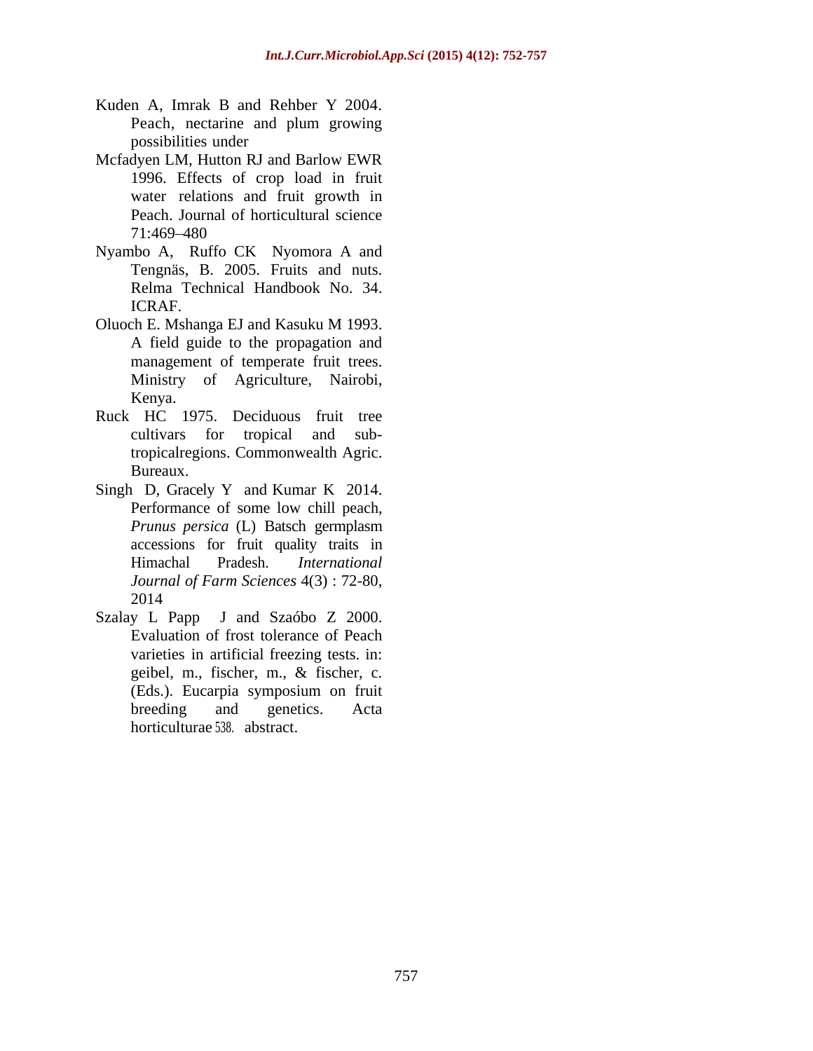Kuden A, Imrak B and Rehber Y 2004. Peach, nectarine and plum growing possibilities under

Mcfadyen LM, Hutton RJ and Barlow EWR 1996. Effects of crop load in fruit water relations and fruit growth in Peach. Journal of horticultural science 71:469–480

Nyambo A, Ruffo CK Nyomora A and Tengnäs, B. 2005. Fruits and nuts. Relma Technical Handbook No. 34. ICRAF.

Oluoch E. Mshanga EJ and Kasuku M 1993. A field guide to the propagation and management of temperate fruit trees. Ministry of Agriculture, Nairobi, Kenya.

Ruck HC 1975. Deciduous fruit tree cultivars for tropical and sub-tropicalregions. Commonwealth Agric. Bureaux.

Singh D, Gracely Y and Kumar K 2014. Performance of some low chill peach, *Prunus persica* (L) Batsch germplasm accessions for fruit quality traits in Himachal Pradesh. *International Journal of Farm Sciences* 4(3) : 72-80, 2014

Szalay L Papp J and Szaóbo Z 2000. Evaluation of frost tolerance of Peach varieties in artificial freezing tests. in: geibel, m., fischer, m., & fischer, c. (Eds.). Eucarpia symposium on fruit breeding and genetics. Acta horticulturae 538. abstract.